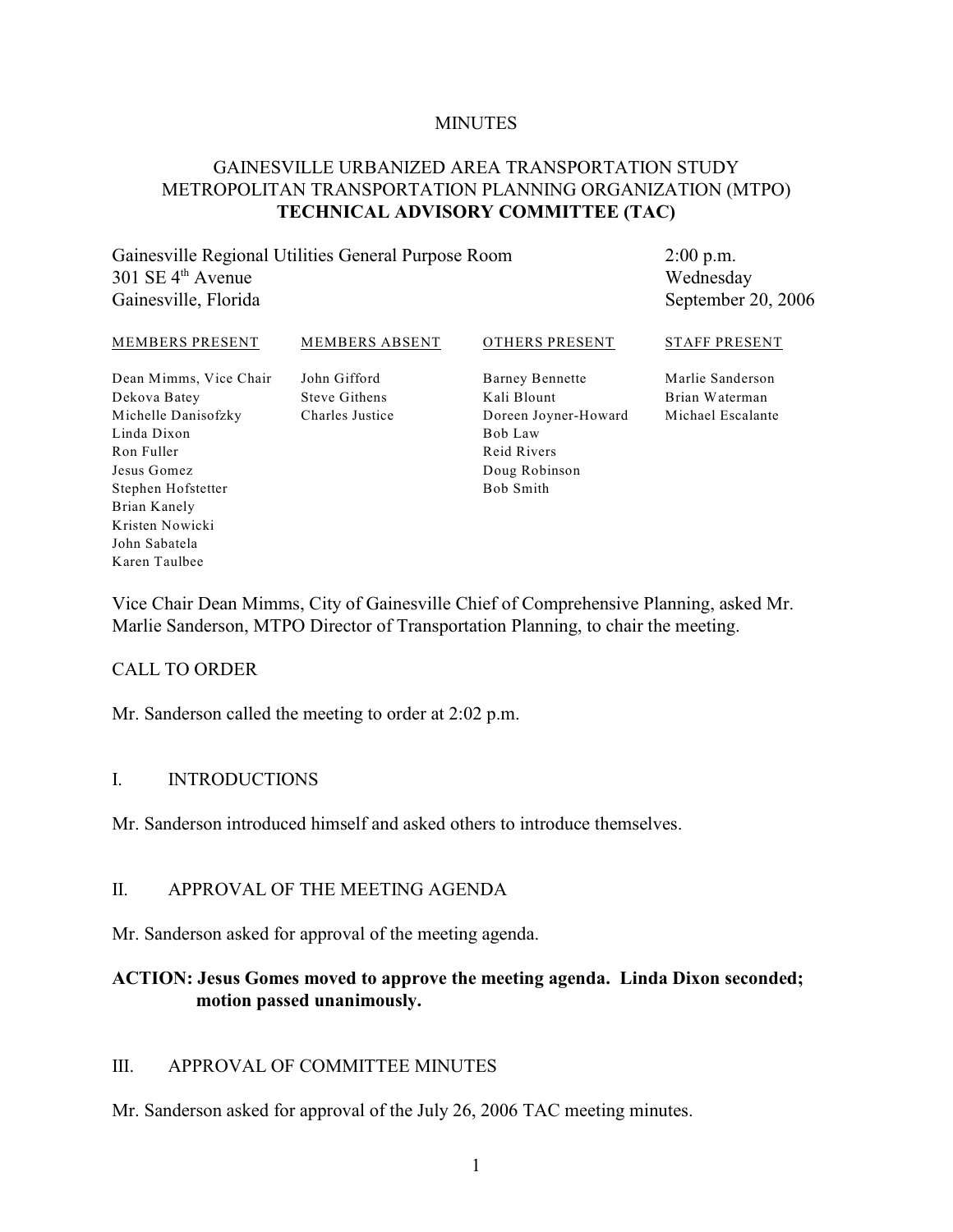MINUTES

# GAINESVILLE URBANIZED AREA TRANSPORTATION STUDY METROPOLITAN TRANSPORTATION PLANNING ORGANIZATION (MTPO) **TECHNICAL ADVISORY COMMITTEE (TAC)**

Gainesville Regional Utilities General Purpose Room
301 SE 4th Avenue
Gainesville, Florida

2:00 p.m.
Wednesday
September 20, 2006

| MEMBERS PRESENT | MEMBERS ABSENT | OTHERS PRESENT | STAFF PRESENT |
|---|---|---|---|
| Dean Mimms, Vice Chair | John Gifford | Barney Bennette | Marlie Sanderson |
| Dekova Batey | Steve Githens | Kali Blount | Brian Waterman |
| Michelle Danisofzky | Charles Justice | Doreen Joyner-Howard | Michael Escalante |
| Linda Dixon | | Bob Law | |
| Ron Fuller | | Reid Rivers | |
| Jesus Gomez | | Doug Robinson | |
| Stephen Hofstetter | | Bob Smith | |
| Brian Kanely | | | |
| Kristen Nowicki | | | |
| John Sabatela | | | |
| Karen Taulbee | | | |

Vice Chair Dean Mimms, City of Gainesville Chief of Comprehensive Planning, asked Mr. Marlie Sanderson, MTPO Director of Transportation Planning, to chair the meeting.

## CALL TO ORDER

Mr. Sanderson called the meeting to order at 2:02 p.m.

## I. INTRODUCTIONS

Mr. Sanderson introduced himself and asked others to introduce themselves.

## II. APPROVAL OF THE MEETING AGENDA

Mr. Sanderson asked for approval of the meeting agenda.

**ACTION: Jesus Gomes moved to approve the meeting agenda. Linda Dixon seconded; motion passed unanimously.**

## III. APPROVAL OF COMMITTEE MINUTES

Mr. Sanderson asked for approval of the July 26, 2006 TAC meeting minutes.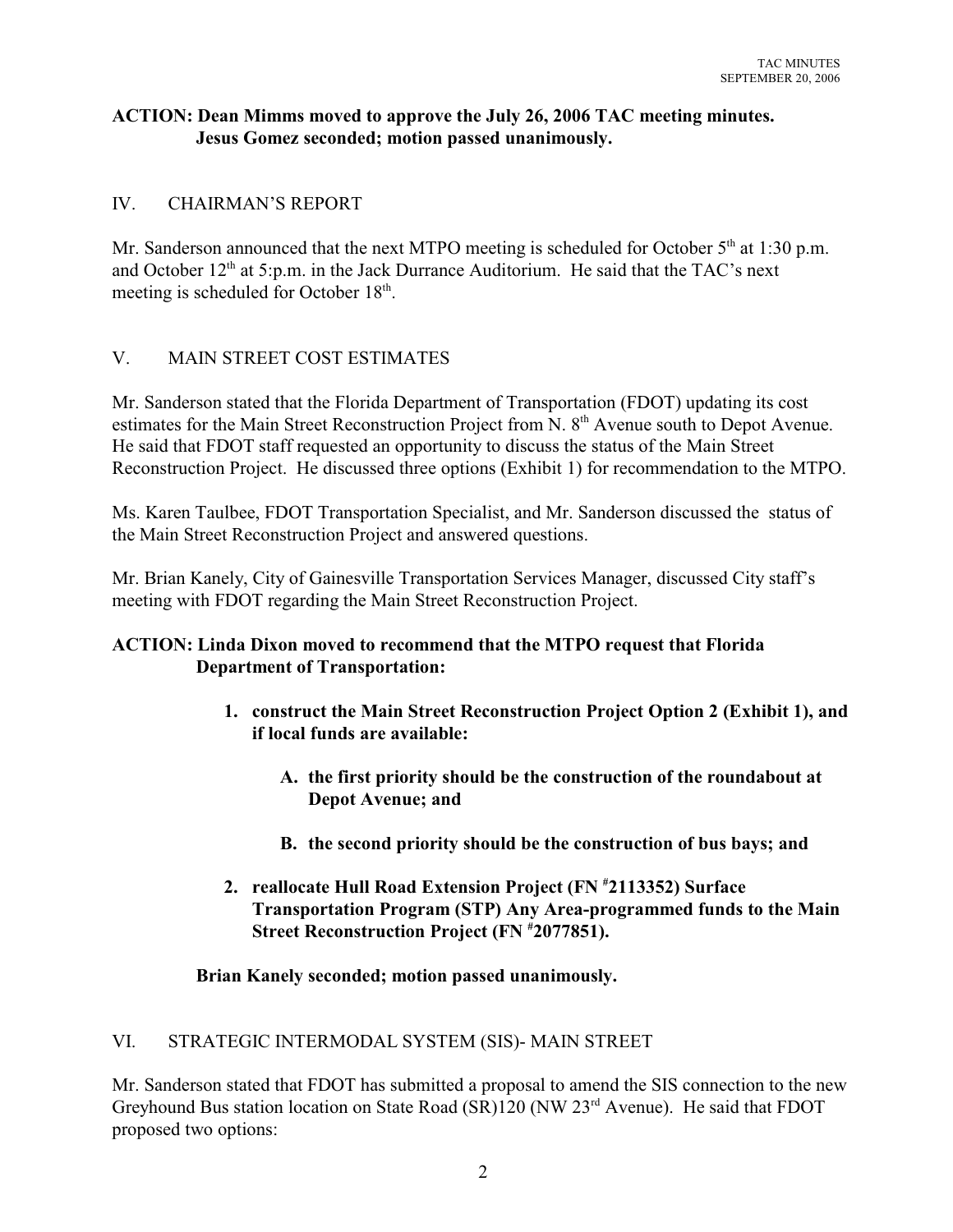**ACTION: Dean Mimms moved to approve the July 26, 2006 TAC meeting minutes. Jesus Gomez seconded; motion passed unanimously.**

## IV. CHAIRMAN'S REPORT

Mr. Sanderson announced that the next MTPO meeting is scheduled for October 5th at 1:30 p.m. and October 12th at 5:p.m. in the Jack Durrance Auditorium. He said that the TAC's next meeting is scheduled for October 18th.

## V. MAIN STREET COST ESTIMATES

Mr. Sanderson stated that the Florida Department of Transportation (FDOT) updating its cost estimates for the Main Street Reconstruction Project from N. 8th Avenue south to Depot Avenue. He said that FDOT staff requested an opportunity to discuss the status of the Main Street Reconstruction Project. He discussed three options (Exhibit 1) for recommendation to the MTPO.

Ms. Karen Taulbee, FDOT Transportation Specialist, and Mr. Sanderson discussed the status of the Main Street Reconstruction Project and answered questions.

Mr. Brian Kanely, City of Gainesville Transportation Services Manager, discussed City staff's meeting with FDOT regarding the Main Street Reconstruction Project.

**ACTION: Linda Dixon moved to recommend that the MTPO request that Florida Department of Transportation:**

1. **construct the Main Street Reconstruction Project Option 2 (Exhibit 1), and if local funds are available:**
    - **A. the first priority should be the construction of the roundabout at Depot Avenue; and**
    - **B. the second priority should be the construction of bus bays; and**
2. **reallocate Hull Road Extension Project (FN #2113352) Surface Transportation Program (STP) Any Area-programmed funds to the Main Street Reconstruction Project (FN #2077851).**

**Brian Kanely seconded; motion passed unanimously.**

## VI. STRATEGIC INTERMODAL SYSTEM (SIS)- MAIN STREET

Mr. Sanderson stated that FDOT has submitted a proposal to amend the SIS connection to the new Greyhound Bus station location on State Road (SR)120 (NW 23rd Avenue). He said that FDOT proposed two options: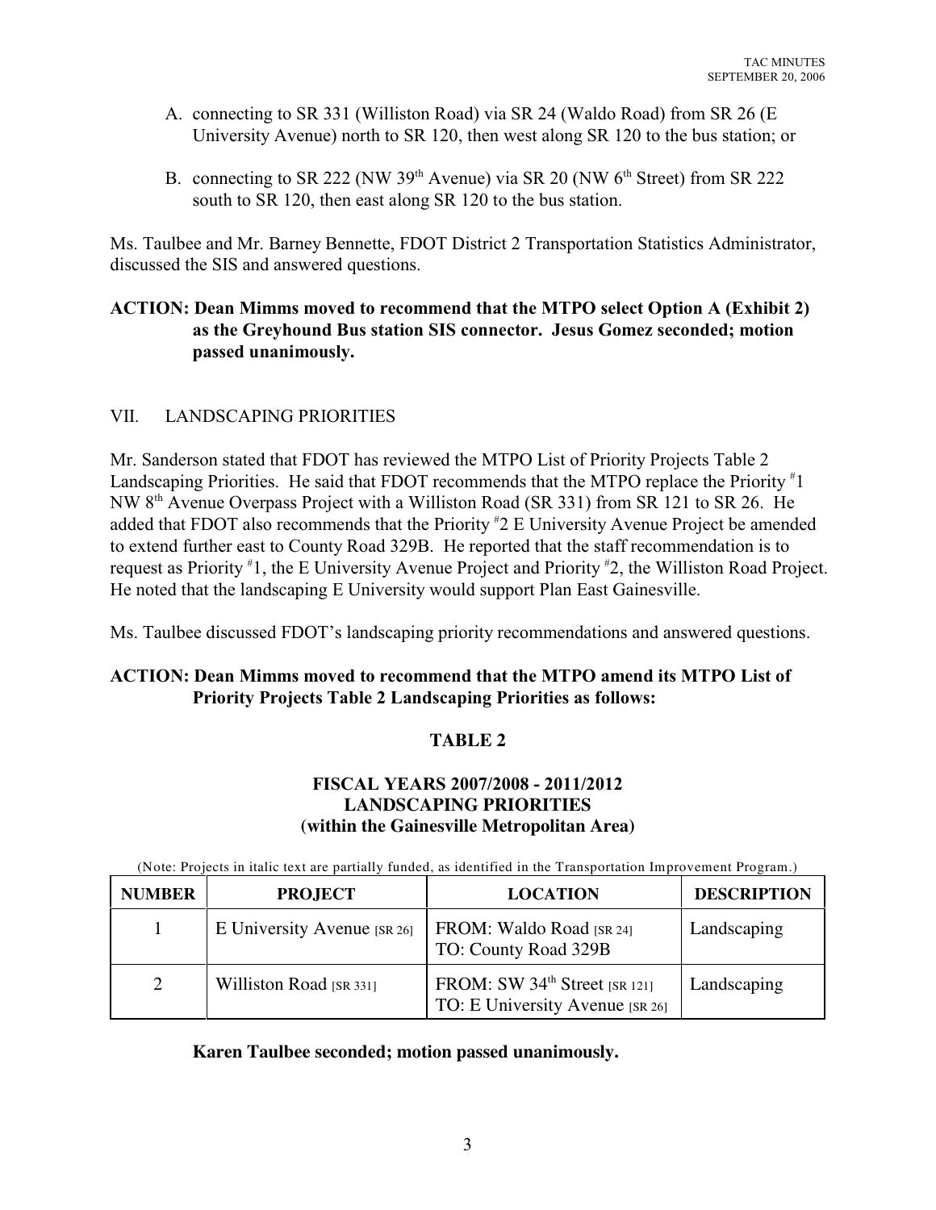A. connecting to SR 331 (Williston Road) via SR 24 (Waldo Road) from SR 26 (E University Avenue) north to SR 120, then west along SR 120 to the bus station; or

B. connecting to SR 222 (NW 39th Avenue) via SR 20 (NW 6th Street) from SR 222 south to SR 120, then east along SR 120 to the bus station.

Ms. Taulbee and Mr. Barney Bennette, FDOT District 2 Transportation Statistics Administrator, discussed the SIS and answered questions.

**ACTION: Dean Mimms moved to recommend that the MTPO select Option A (Exhibit 2) as the Greyhound Bus station SIS connector. Jesus Gomez seconded; motion passed unanimously.**

## VII. LANDSCAPING PRIORITIES

Mr. Sanderson stated that FDOT has reviewed the MTPO List of Priority Projects Table 2 Landscaping Priorities. He said that FDOT recommends that the MTPO replace the Priority #1 NW 8th Avenue Overpass Project with a Williston Road (SR 331) from SR 121 to SR 26. He added that FDOT also recommends that the Priority #2 E University Avenue Project be amended to extend further east to County Road 329B. He reported that the staff recommendation is to request as Priority #1, the E University Avenue Project and Priority #2, the Williston Road Project. He noted that the landscaping E University would support Plan East Gainesville.

Ms. Taulbee discussed FDOT's landscaping priority recommendations and answered questions.

**ACTION: Dean Mimms moved to recommend that the MTPO amend its MTPO List of Priority Projects Table 2 Landscaping Priorities as follows:**

**TABLE 2**

**FISCAL YEARS 2007/2008 - 2011/2012**
**LANDSCAPING PRIORITIES**
**(within the Gainesville Metropolitan Area)**

(Note: Projects in italic text are partially funded, as identified in the Transportation Improvement Program.)

| NUMBER | PROJECT | LOCATION | DESCRIPTION |
|---|---|---|---|
| 1 | E University Avenue [SR 26] | FROM: Waldo Road [SR 24]<br>TO: County Road 329B | Landscaping |
| 2 | Williston Road [SR 331] | FROM: SW 34th Street [SR 121]<br>TO: E University Avenue [SR 26] | Landscaping |

**Karen Taulbee seconded; motion passed unanimously.**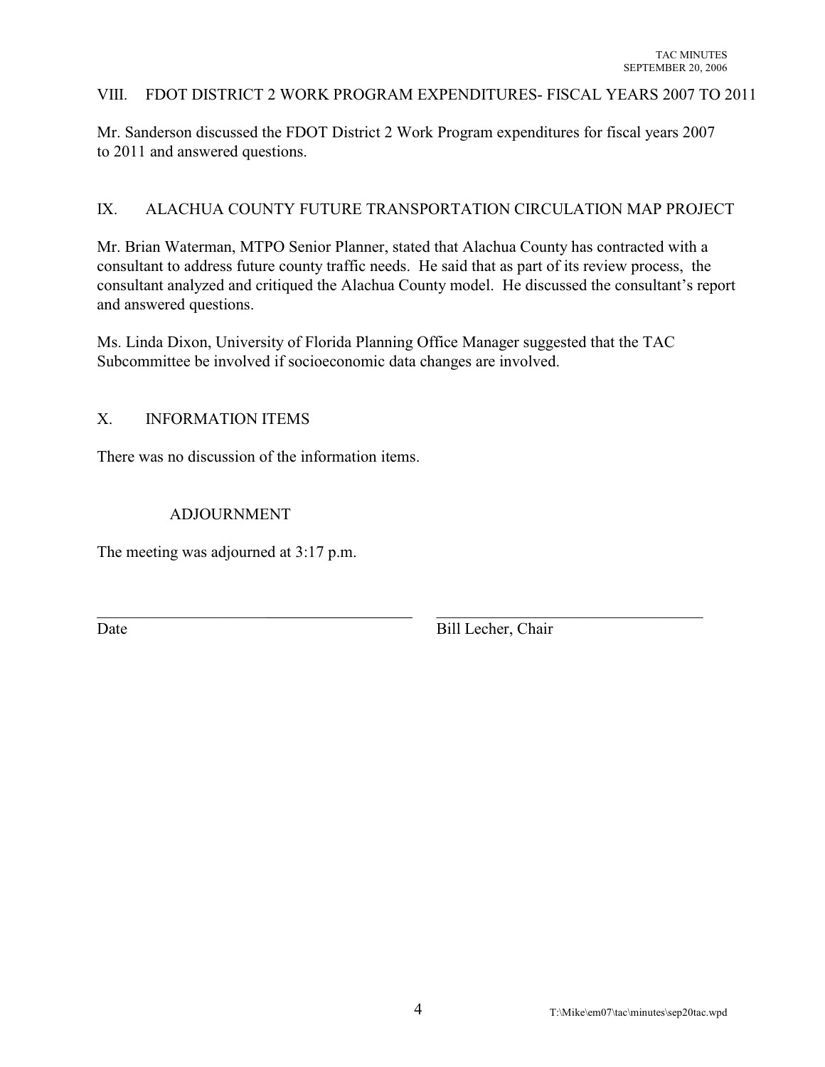## VIII. FDOT DISTRICT 2 WORK PROGRAM EXPENDITURES- FISCAL YEARS 2007 TO 2011

Mr. Sanderson discussed the FDOT District 2 Work Program expenditures for fiscal years 2007 to 2011 and answered questions.

## IX. ALACHUA COUNTY FUTURE TRANSPORTATION CIRCULATION MAP PROJECT

Mr. Brian Waterman, MTPO Senior Planner, stated that Alachua County has contracted with a consultant to address future county traffic needs. He said that as part of its review process, the consultant analyzed and critiqued the Alachua County model. He discussed the consultant's report and answered questions.

Ms. Linda Dixon, University of Florida Planning Office Manager suggested that the TAC Subcommittee be involved if socioeconomic data changes are involved.

## X. INFORMATION ITEMS

There was no discussion of the information items.

## ADJOURNMENT

The meeting was adjourned at 3:17 p.m.

\_\_\_\_\_\_\_\_\_\_\_\_\_\_\_\_\_\_\_\_\_\_\_\_\_\_\_\_\_\_ \_\_\_\_\_\_\_\_\_\_\_\_\_\_\_\_\_\_\_\_\_\_\_\_\_\_\_\_\_\_
Date Bill Lecher, Chair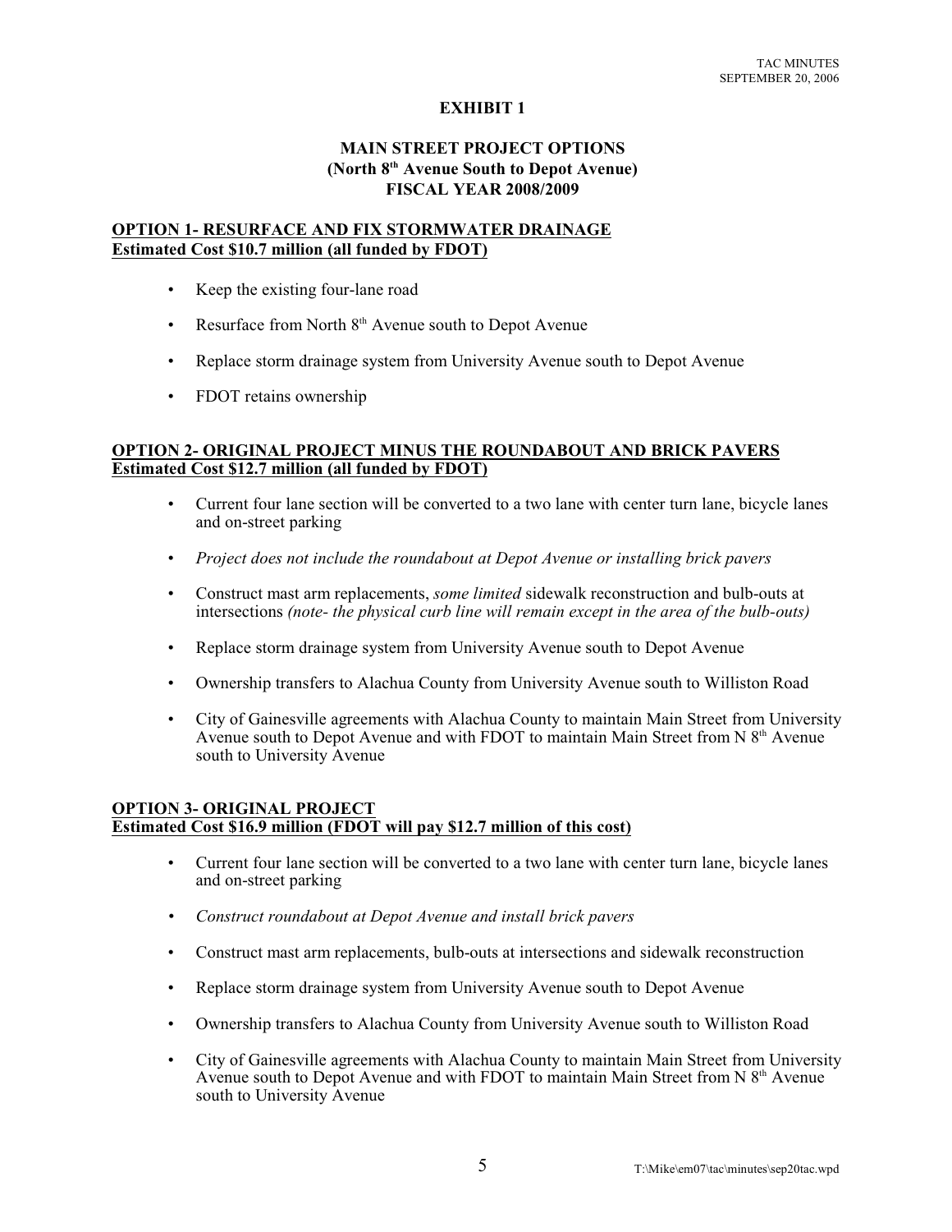# EXHIBIT 1

## MAIN STREET PROJECT OPTIONS
## (North 8th Avenue South to Depot Avenue)
## FISCAL YEAR 2008/2009

**OPTION 1- RESURFACE AND FIX STORMWATER DRAINAGE**
**Estimated Cost $10.7 million (all funded by FDOT)**

- Keep the existing four-lane road
- Resurface from North 8th Avenue south to Depot Avenue
- Replace storm drainage system from University Avenue south to Depot Avenue
- FDOT retains ownership

**OPTION 2- ORIGINAL PROJECT MINUS THE ROUNDABOUT AND BRICK PAVERS**
**Estimated Cost $12.7 million (all funded by FDOT)**

- Current four lane section will be converted to a two lane with center turn lane, bicycle lanes and on-street parking
- *Project does not include the roundabout at Depot Avenue or installing brick pavers*
- Construct mast arm replacements, *some limited* sidewalk reconstruction and bulb-outs at intersections *(note- the physical curb line will remain except in the area of the bulb-outs)*
- Replace storm drainage system from University Avenue south to Depot Avenue
- Ownership transfers to Alachua County from University Avenue south to Williston Road
- City of Gainesville agreements with Alachua County to maintain Main Street from University Avenue south to Depot Avenue and with FDOT to maintain Main Street from N 8th Avenue south to University Avenue

**OPTION 3- ORIGINAL PROJECT**
**Estimated Cost $16.9 million (FDOT will pay $12.7 million of this cost)**

- Current four lane section will be converted to a two lane with center turn lane, bicycle lanes and on-street parking
- *Construct roundabout at Depot Avenue and install brick pavers*
- Construct mast arm replacements, bulb-outs at intersections and sidewalk reconstruction
- Replace storm drainage system from University Avenue south to Depot Avenue
- Ownership transfers to Alachua County from University Avenue south to Williston Road
- City of Gainesville agreements with Alachua County to maintain Main Street from University Avenue south to Depot Avenue and with FDOT to maintain Main Street from N 8th Avenue south to University Avenue